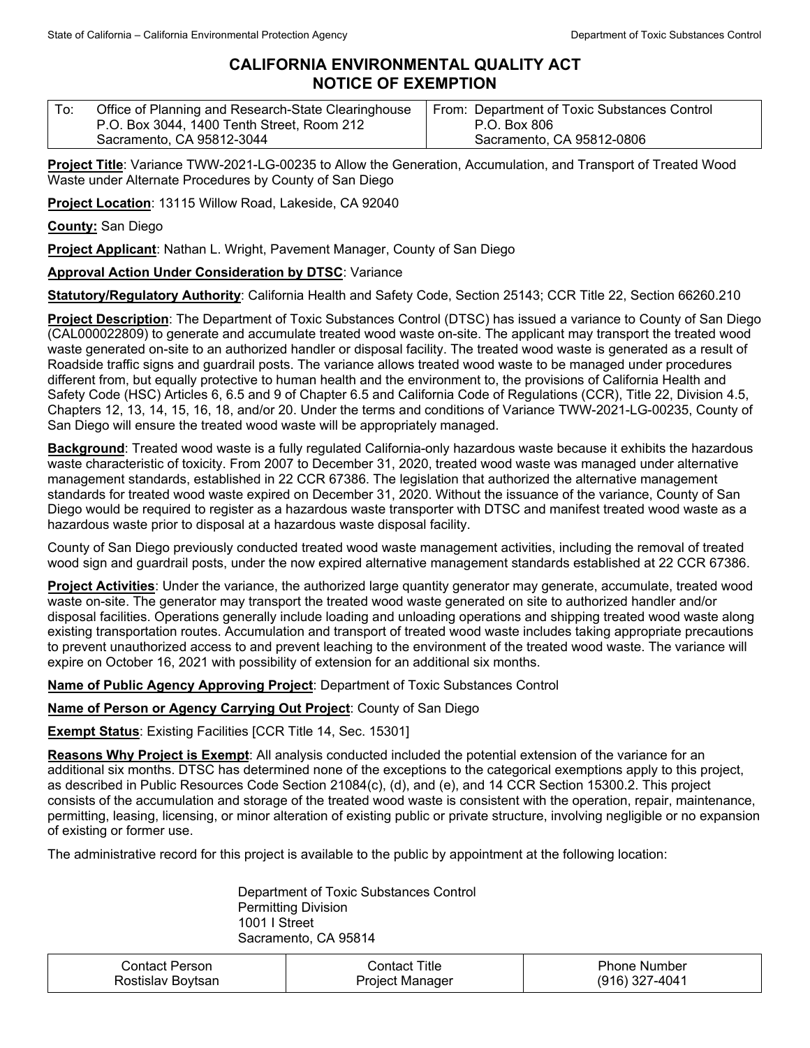# CALIFORNIA ENVIRONMENTAL QUALITY ACT
# NOTICE OF EXEMPTION

| To: Office of Planning and Research-State Clearinghouse<br>P.O. Box 3044, 1400 Tenth Street, Room 212<br>Sacramento, CA 95812-3044 | From: Department of Toxic Substances Control<br>P.O. Box 806<br>Sacramento, CA 95812-0806 |
|---|---|

**Project Title**: Variance TWW-2021-LG-00235 to Allow the Generation, Accumulation, and Transport of Treated Wood Waste under Alternate Procedures by County of San Diego

**Project Location**: 13115 Willow Road, Lakeside, CA 92040

**County:** San Diego

**Project Applicant**: Nathan L. Wright, Pavement Manager, County of San Diego

**Approval Action Under Consideration by DTSC**: Variance

**Statutory/Regulatory Authority**: California Health and Safety Code, Section 25143; CCR Title 22, Section 66260.210

**Project Description**: The Department of Toxic Substances Control (DTSC) has issued a variance to County of San Diego (CAL000022809) to generate and accumulate treated wood waste on-site. The applicant may transport the treated wood waste generated on-site to an authorized handler or disposal facility. The treated wood waste is generated as a result of Roadside traffic signs and guardrail posts. The variance allows treated wood waste to be managed under procedures different from, but equally protective to human health and the environment to, the provisions of California Health and Safety Code (HSC) Articles 6, 6.5 and 9 of Chapter 6.5 and California Code of Regulations (CCR), Title 22, Division 4.5, Chapters 12, 13, 14, 15, 16, 18, and/or 20. Under the terms and conditions of Variance TWW-2021-LG-00235, County of San Diego will ensure the treated wood waste will be appropriately managed.

**Background**: Treated wood waste is a fully regulated California-only hazardous waste because it exhibits the hazardous waste characteristic of toxicity. From 2007 to December 31, 2020, treated wood waste was managed under alternative management standards, established in 22 CCR 67386. The legislation that authorized the alternative management standards for treated wood waste expired on December 31, 2020. Without the issuance of the variance, County of San Diego would be required to register as a hazardous waste transporter with DTSC and manifest treated wood waste as a hazardous waste prior to disposal at a hazardous waste disposal facility.

County of San Diego previously conducted treated wood waste management activities, including the removal of treated wood sign and guardrail posts, under the now expired alternative management standards established at 22 CCR 67386.

**Project Activities**: Under the variance, the authorized large quantity generator may generate, accumulate, treated wood waste on-site. The generator may transport the treated wood waste generated on site to authorized handler and/or disposal facilities. Operations generally include loading and unloading operations and shipping treated wood waste along existing transportation routes. Accumulation and transport of treated wood waste includes taking appropriate precautions to prevent unauthorized access to and prevent leaching to the environment of the treated wood waste. The variance will expire on October 16, 2021 with possibility of extension for an additional six months.

**Name of Public Agency Approving Project**: Department of Toxic Substances Control

**Name of Person or Agency Carrying Out Project**: County of San Diego

**Exempt Status**: Existing Facilities [CCR Title 14, Sec. 15301]

**Reasons Why Project is Exempt**: All analysis conducted included the potential extension of the variance for an additional six months. DTSC has determined none of the exceptions to the categorical exemptions apply to this project, as described in Public Resources Code Section 21084(c), (d), and (e), and 14 CCR Section 15300.2. This project consists of the accumulation and storage of the treated wood waste is consistent with the operation, repair, maintenance, permitting, leasing, licensing, or minor alteration of existing public or private structure, involving negligible or no expansion of existing or former use.

The administrative record for this project is available to the public by appointment at the following location:

Department of Toxic Substances Control
Permitting Division
1001 I Street
Sacramento, CA 95814

| Contact Person | Contact Title | Phone Number |
|---|---|---|
| Rostislav Boytsan | Project Manager | (916) 327-4041 |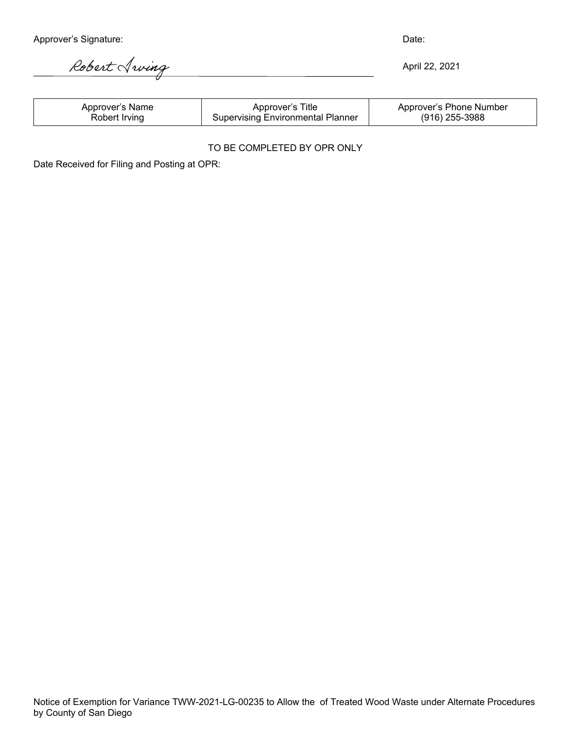Approver's Signature: Robert Irving

Date: April 22, 2021

| Approver's Name | Approver's Title | Approver's Phone Number |
|---|---|---|
| Robert Irving | Supervising Environmental Planner | (916) 255-3988 |

TO BE COMPLETED BY OPR ONLY

Date Received for Filing and Posting at OPR: